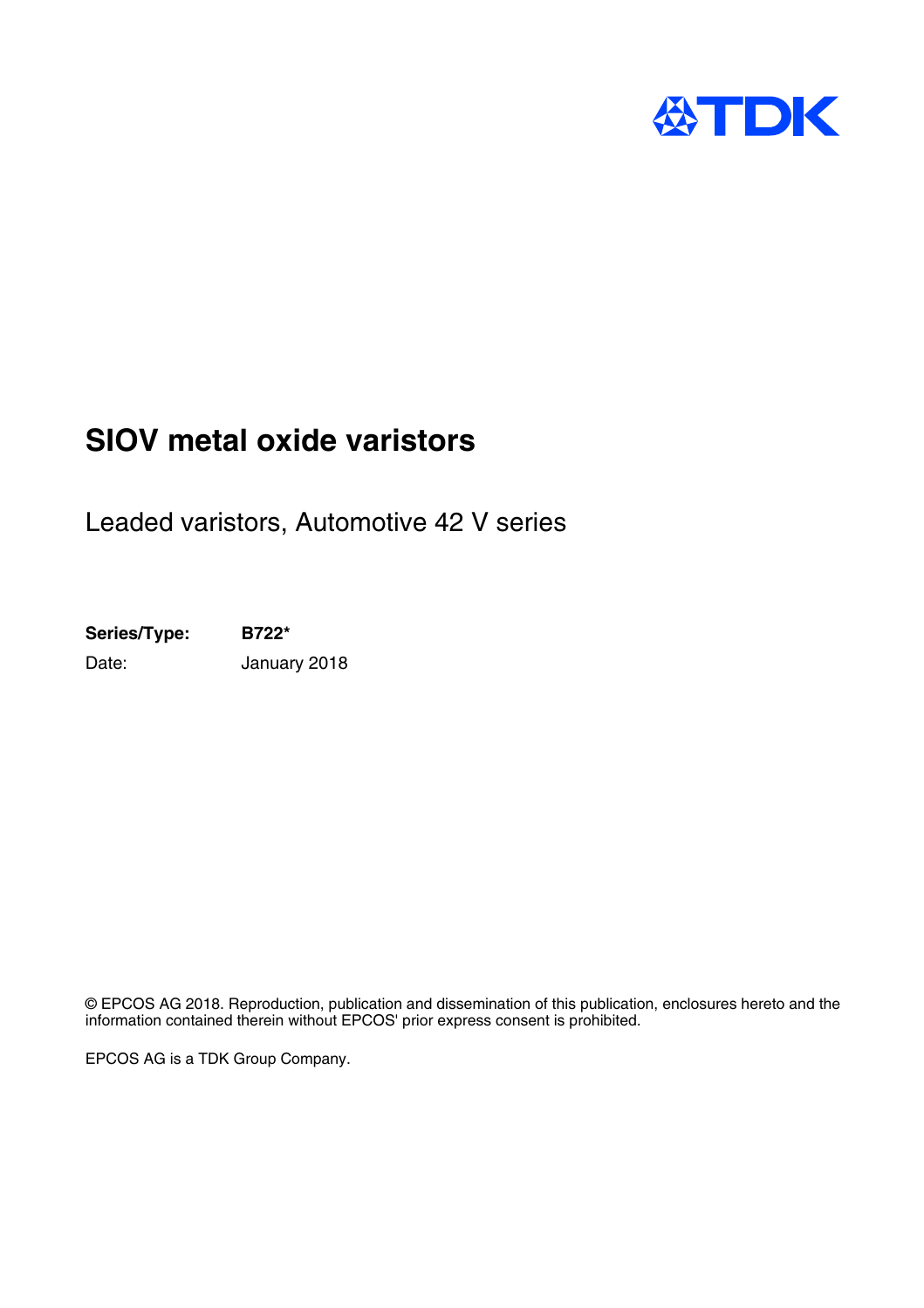# SIOV metal oxide varistors

Leaded varistors, Automotive 42 V series

**Series/Type:** **B722***

Date: January 2018

© EPCOS AG 2018. Reproduction, publication and dissemination of this publication, enclosures hereto and the information contained therein without EPCOS' prior express consent is prohibited.

EPCOS AG is a TDK Group Company.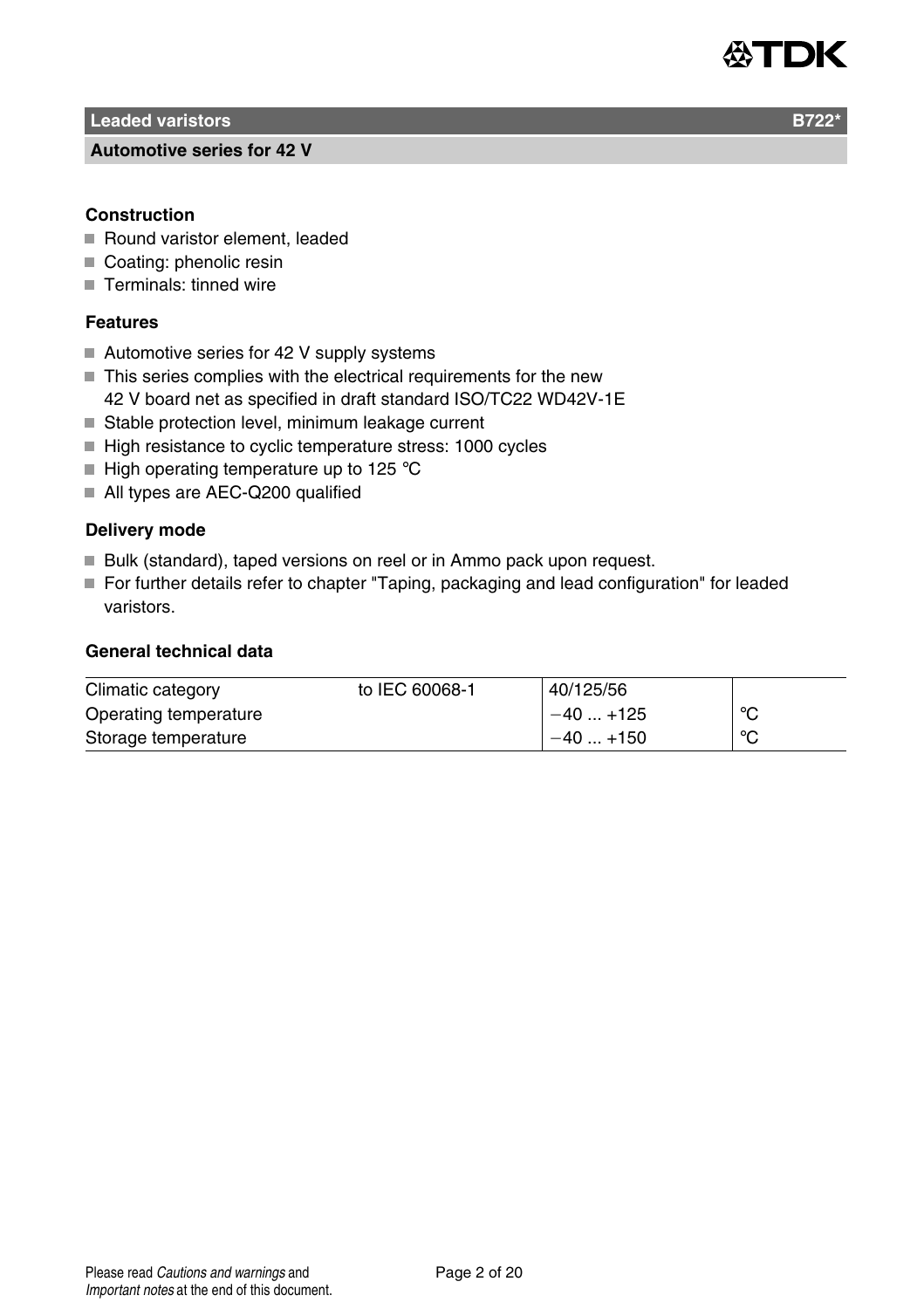# Leaded varistors B722*

## Automotive series for 42 V

### Construction

- Round varistor element, leaded
- Coating: phenolic resin
- Terminals: tinned wire

### Features

- Automotive series for 42 V supply systems
- This series complies with the electrical requirements for the new 42 V board net as specified in draft standard ISO/TC22 WD42V-1E
- Stable protection level, minimum leakage current
- High resistance to cyclic temperature stress: 1000 cycles
- High operating temperature up to 125 °C
- All types are AEC-Q200 qualified

### Delivery mode

- Bulk (standard), taped versions on reel or in Ammo pack upon request.
- For further details refer to chapter "Taping, packaging and lead configuration" for leaded varistors.

### General technical data

| | | | |
|---|---|---|---|
| Climatic category | to IEC 60068-1 | 40/125/56 | |
| Operating temperature | | −40 ... +125 | °C |
| Storage temperature | | −40 ... +150 | °C |

Please read *Cautions and warnings* and *Important notes* at the end of this document.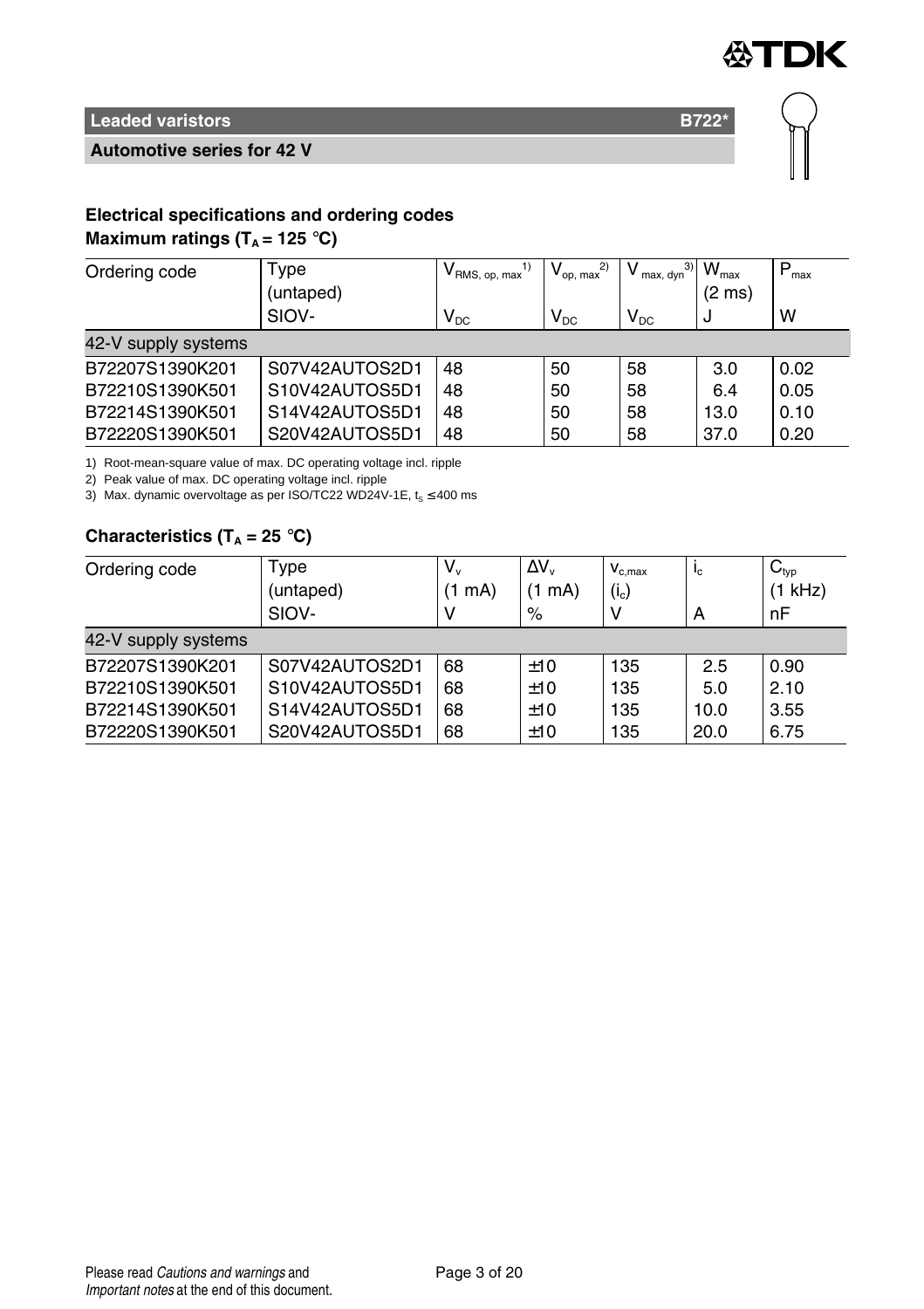**Leaded varistors** **B722***

**Automotive series for 42 V**

## Electrical specifications and ordering codes

### Maximum ratings ($T_A$ = 125 °C)

| Ordering code | Type (untaped) SIOV- | $V_{RMS, op, max}$[1) ] $V_{DC}$ | $V_{op, max}$[2) ] $V_{DC}$ | $V_{max, dyn}$[3) ] $V_{DC}$ | $W_{max}$ (2 ms) J | $P_{max}$ W |
|---|---|---|---|---|---|---|
| 42-V supply systems | | | | | | |
| B72207S1390K201 | S07V42AUTOS2D1 | 48 | 50 | 58 | 3.0 | 0.02 |
| B72210S1390K501 | S10V42AUTOS5D1 | 48 | 50 | 58 | 6.4 | 0.05 |
| B72214S1390K501 | S14V42AUTOS5D1 | 48 | 50 | 58 | 13.0 | 0.10 |
| B72220S1390K501 | S20V42AUTOS5D1 | 48 | 50 | 58 | 37.0 | 0.20 |

1) Root-mean-square value of max. DC operating voltage incl. ripple
2) Peak value of max. DC operating voltage incl. ripple
3) Max. dynamic overvoltage as per ISO/TC22 WD24V-1E, $t_s \leq 400$ ms

### Characteristics ($T_A$ = 25 °C)

| Ordering code | Type (untaped) SIOV- | $V_v$ (1 mA) V | $\Delta V_v$ (1 mA) % | $v_{c,max}$ ($i_c$) V | $i_c$ A | $C_{typ}$ (1 kHz) nF |
|---|---|---|---|---|---|---|
| 42-V supply systems | | | | | | |
| B72207S1390K201 | S07V42AUTOS2D1 | 68 | ±10 | 135 | 2.5 | 0.90 |
| B72210S1390K501 | S10V42AUTOS5D1 | 68 | ±10 | 135 | 5.0 | 2.10 |
| B72214S1390K501 | S14V42AUTOS5D1 | 68 | ±10 | 135 | 10.0 | 3.55 |
| B72220S1390K501 | S20V42AUTOS5D1 | 68 | ±10 | 135 | 20.0 | 6.75 |

Please read *Cautions and warnings* and *Important notes* at the end of this document.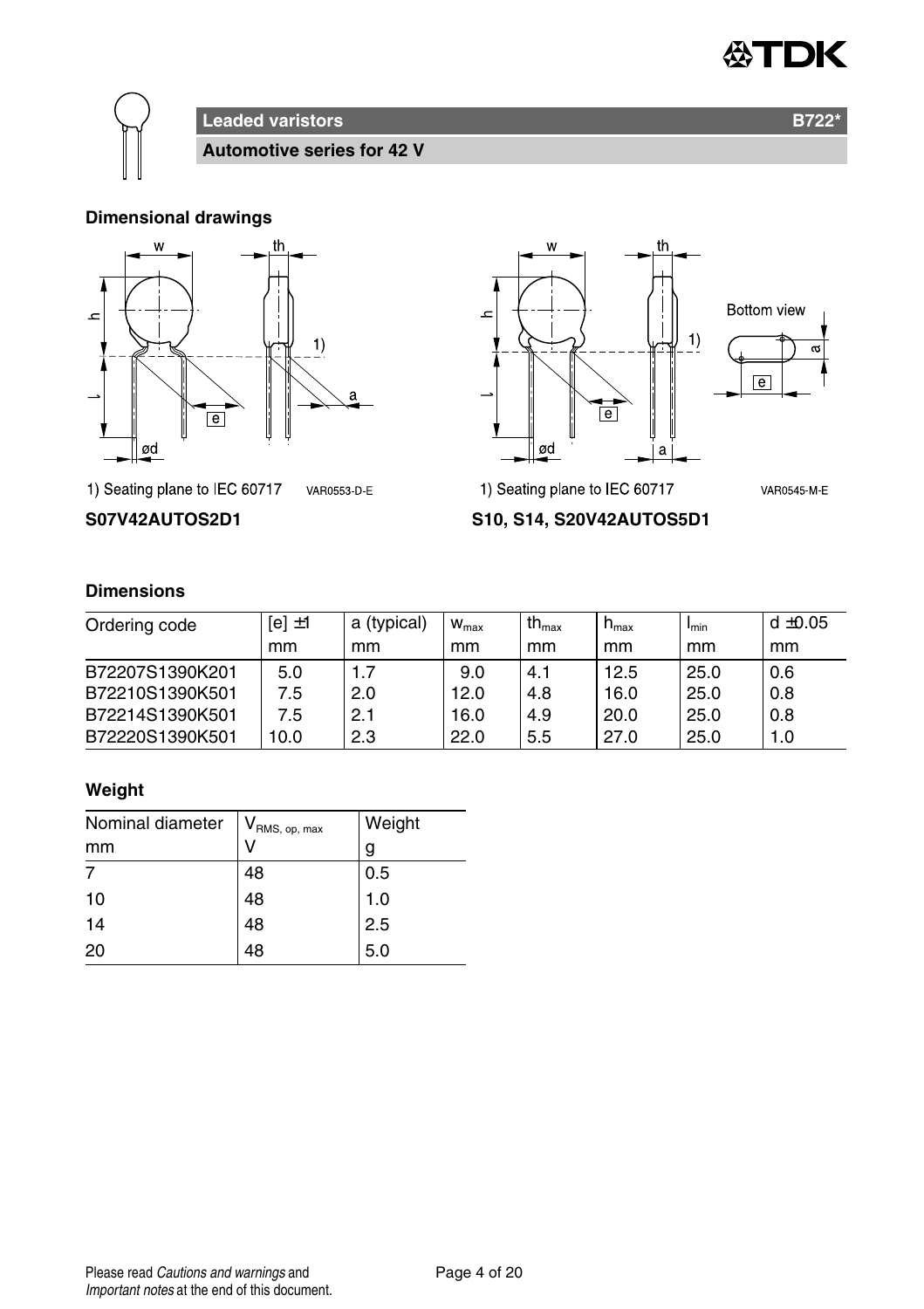**Leaded varistors** **B722***

**Automotive series for 42 V**

**Dimensional drawings**

1) Seating plane to IEC 60717 VAR0553-D-E

**S07V42AUTOS2D1**

1) Seating plane to IEC 60717 VAR0545-M-E

**S10, S14, S20V42AUTOS5D1**

**Dimensions**

| Ordering code | [e] ±1 mm | a (typical) mm | $w_{max}$ mm | $th_{max}$ mm | $h_{max}$ mm | $l_{min}$ mm | d ±0.05 mm |
|---|---|---|---|---|---|---|---|
| B72207S1390K201 | 5.0 | 1.7 | 9.0 | 4.1 | 12.5 | 25.0 | 0.6 |
| B72210S1390K501 | 7.5 | 2.0 | 12.0 | 4.8 | 16.0 | 25.0 | 0.8 |
| B72214S1390K501 | 7.5 | 2.1 | 16.0 | 4.9 | 20.0 | 25.0 | 0.8 |
| B72220S1390K501 | 10.0 | 2.3 | 22.0 | 5.5 | 27.0 | 25.0 | 1.0 |

**Weight**

| Nominal diameter mm | $V_{RMS, op, max}$ V | Weight g |
|---|---|---|
| 7 | 48 | 0.5 |
| 10 | 48 | 1.0 |
| 14 | 48 | 2.5 |
| 20 | 48 | 5.0 |

Please read *Cautions and warnings* and *Important notes* at the end of this document.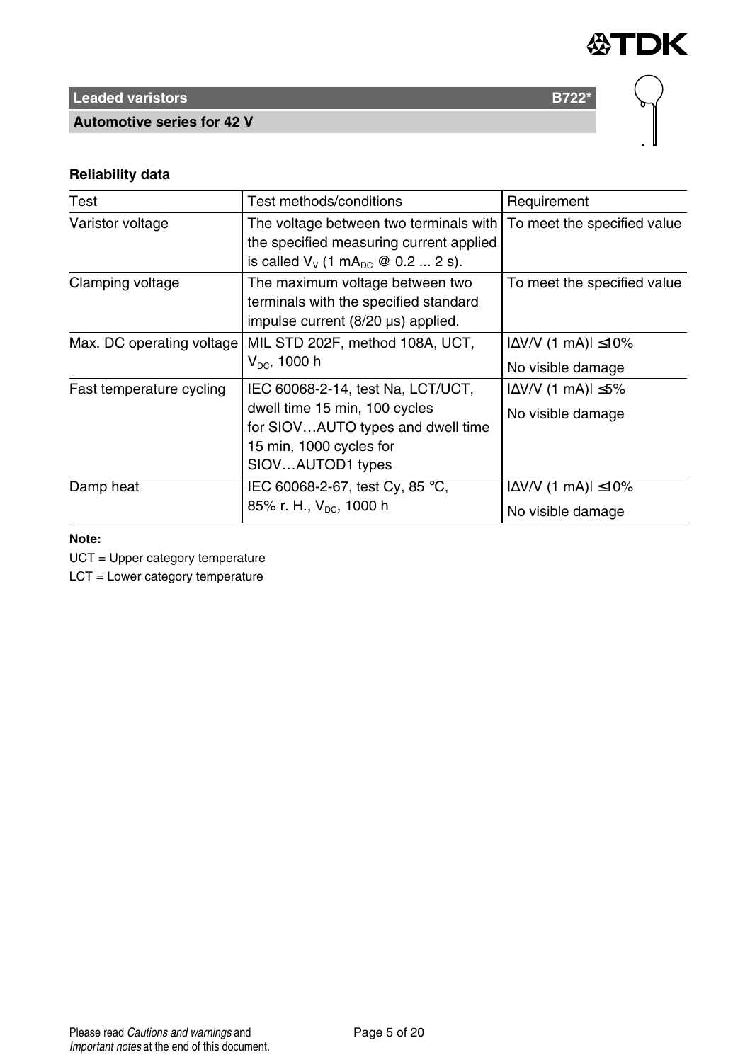## Reliability data

| Test | Test methods/conditions | Requirement |
|---|---|---|
| Varistor voltage | The voltage between two terminals with the specified measuring current applied is called $V_V$ (1 $mA_{DC}$ @ 0.2 ... 2 s). | To meet the specified value |
| Clamping voltage | The maximum voltage between two terminals with the specified standard impulse current (8/20 µs) applied. | To meet the specified value |
| Max. DC operating voltage | MIL STD 202F, method 108A, UCT, $V_{DC}$, 1000 h | $\lvert\Delta V/V$ (1 mA)$\rvert \leq 10\%$<br>No visible damage |
| Fast temperature cycling | IEC 60068-2-14, test Na, LCT/UCT, dwell time 15 min, 100 cycles for SIOV…AUTO types and dwell time 15 min, 1000 cycles for SIOV…AUTOD1 types | $\lvert\Delta V/V$ (1 mA)$\rvert \leq 5\%$<br>No visible damage |
| Damp heat | IEC 60068-2-67, test Cy, 85 °C, 85% r. H., $V_{DC}$, 1000 h | $\lvert\Delta V/V$ (1 mA)$\rvert \leq 10\%$<br>No visible damage |

**Note:**

UCT = Upper category temperature

LCT = Lower category temperature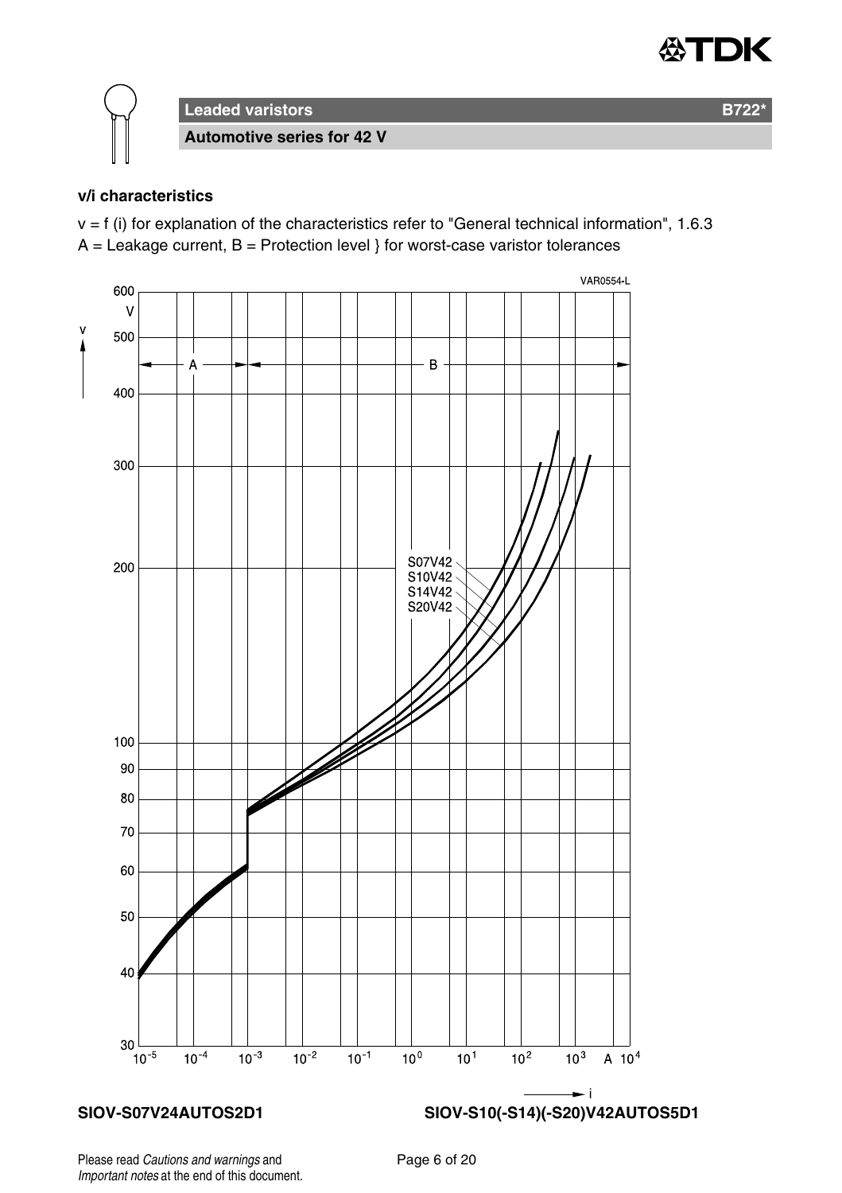**Leaded varistors** **B722***

**Automotive series for 42 V**

**v/i characteristics**

v = f (i) for explanation of the characteristics refer to "General technical information", 1.6.3

A = Leakage current, B = Protection level } for worst-case varistor tolerances

VAR0554-L

**SIOV-S07V24AUTOS2D1** **SIOV-S10(-S14)(-S20)V42AUTOS5D1**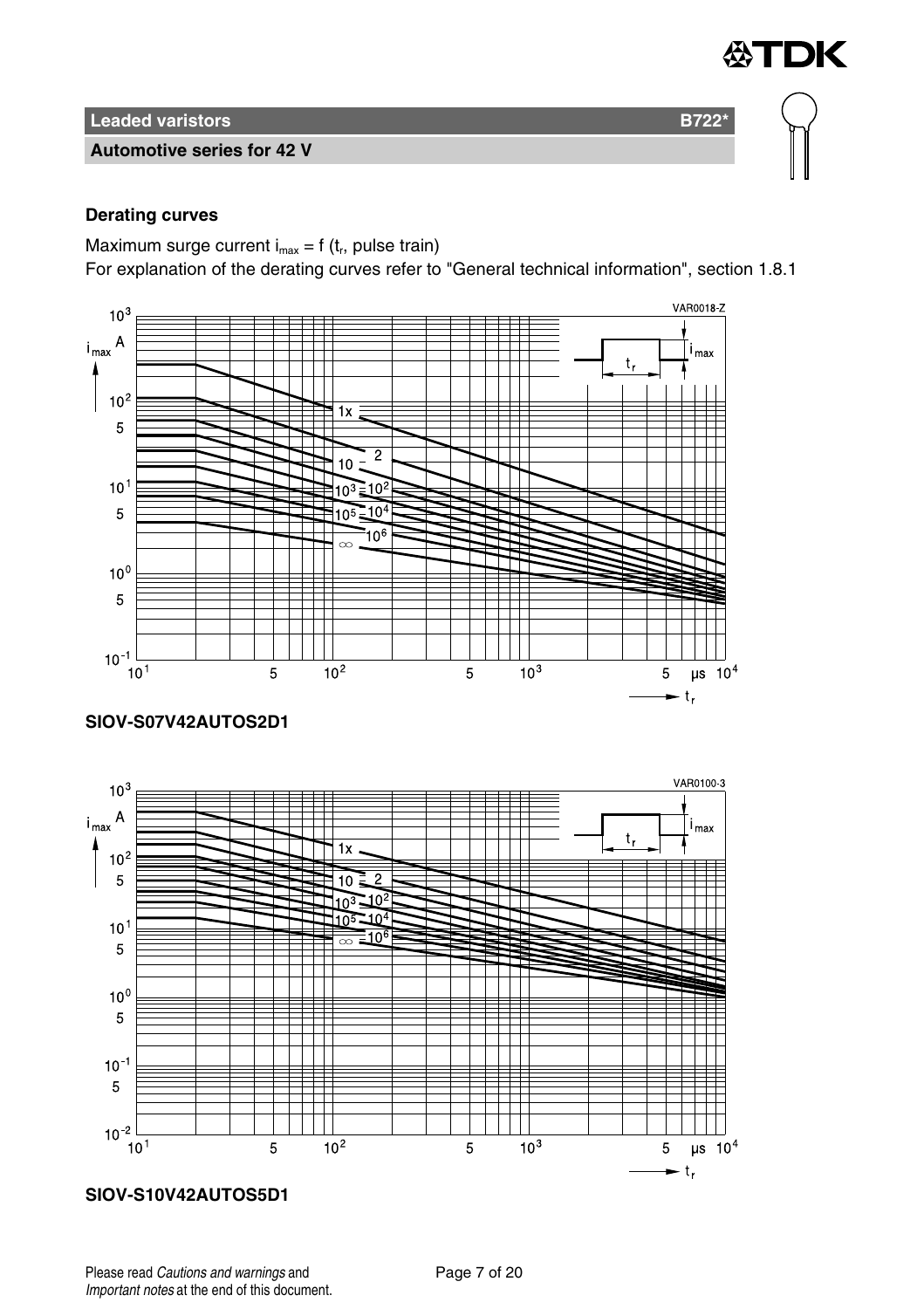## Derating curves

Maximum surge current $i_{max} = f$ ($t_r$, pulse train)

For explanation of the derating curves refer to "General technical information", section 1.8.1

**SIOV-S07V42AUTOS2D1**

**SIOV-S10V42AUTOS5D1**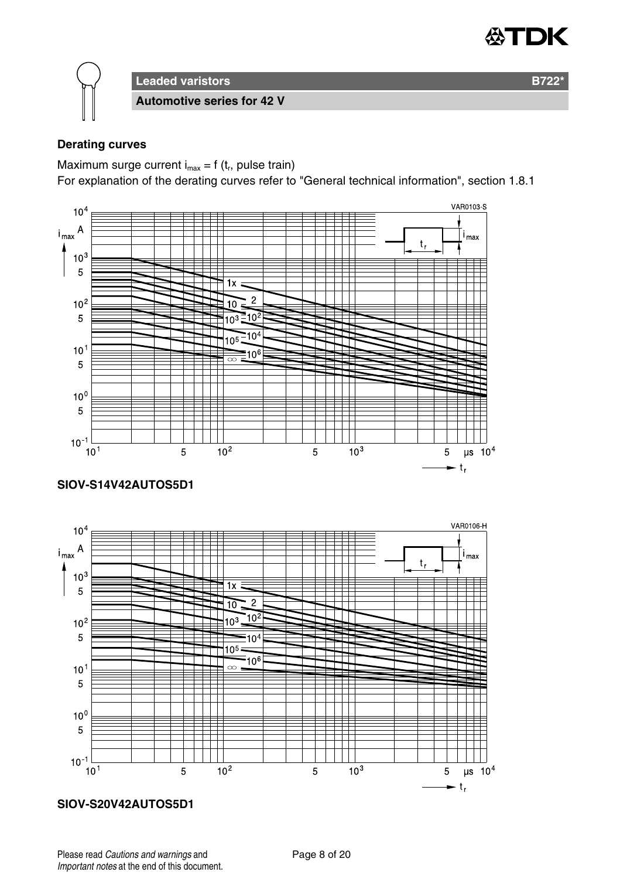Leaded varistors

Automotive series for 42 V

### Derating curves

Maximum surge current $i_{max} = f(t_r$, pulse train)

For explanation of the derating curves refer to "General technical information", section 1.8.1

**SIOV-S14V42AUTOS5D1**

**SIOV-S20V42AUTOS5D1**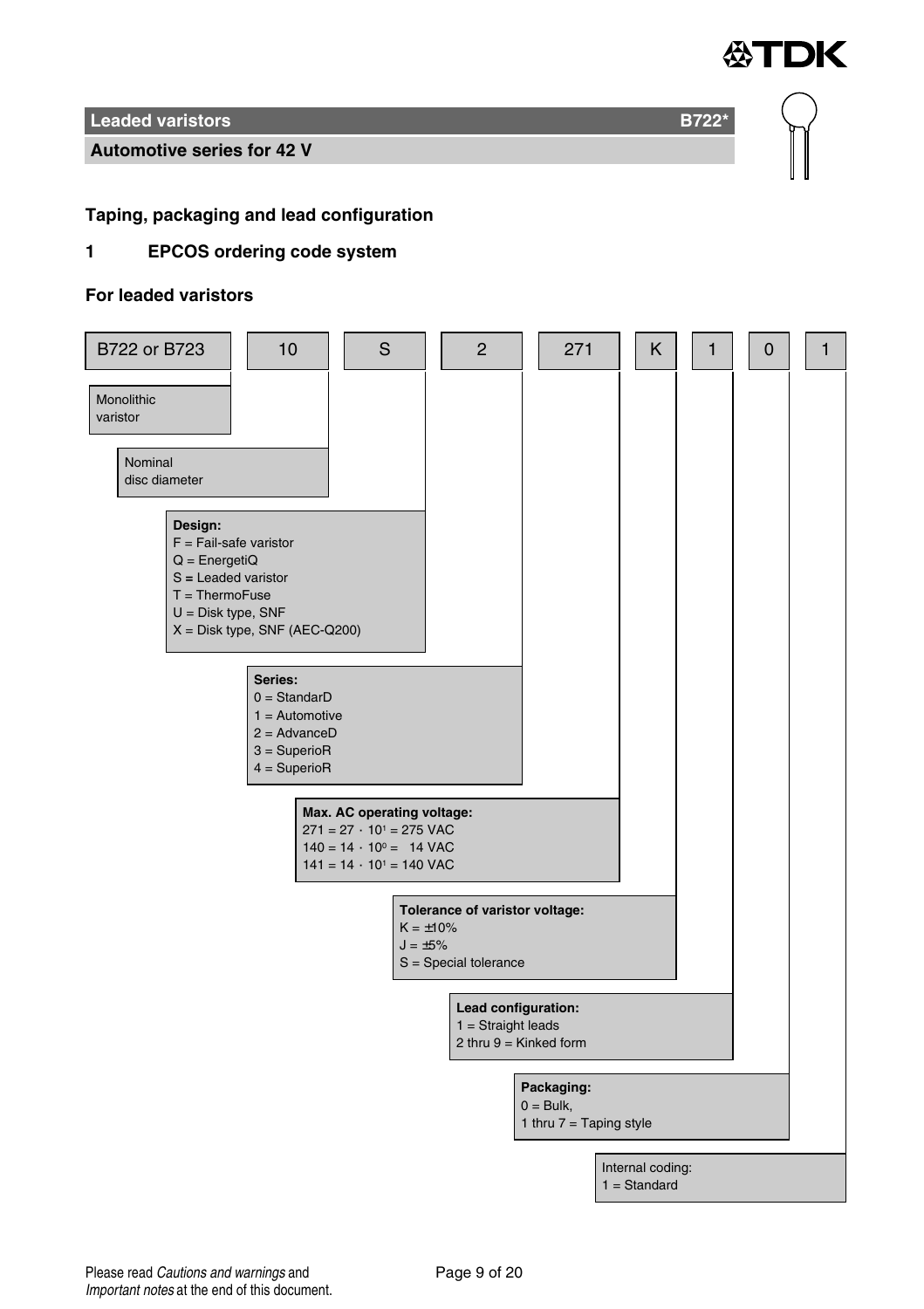## Leaded varistors — B722*

### Automotive series for 42 V

## Taping, packaging and lead configuration

## 1 EPCOS ordering code system

### For leaded varistors

| B722 or B723 | 10 | S | 2 | 271 | K | 1 | 0 | 1 |
|---|---|---|---|---|---|---|---|---|

- **B722 or B723**: Monolithic varistor
- **10**: Nominal disc diameter
- **S** — **Design:**
  - F = Fail-safe varistor
  - Q = EnergetiQ
  - S = Leaded varistor
  - T = ThermoFuse
  - U = Disk type, SNF
  - X = Disk type, SNF (AEC-Q200)
- **2** — **Series:**
  - 0 = StandarD
  - 1 = Automotive
  - 2 = AdvanceD
  - 3 = SuperioR
  - 4 = SuperioR
- **271** — **Max. AC operating voltage:**
  - 271 = $27 \cdot 10^1$ = 275 VAC
  - 140 = $14 \cdot 10^0$ = 14 VAC
  - 141 = $14 \cdot 10^1$ = 140 VAC
- **K** — **Tolerance of varistor voltage:**
  - K = ±10%
  - J = ±5%
  - S = Special tolerance
- **1** — **Lead configuration:**
  - 1 = Straight leads
  - 2 thru 9 = Kinked form
- **0** — **Packaging:**
  - 0 = Bulk,
  - 1 thru 7 = Taping style
- **1** — Internal coding:
  - 1 = Standard

Please read *Cautions and warnings* and *Important notes* at the end of this document.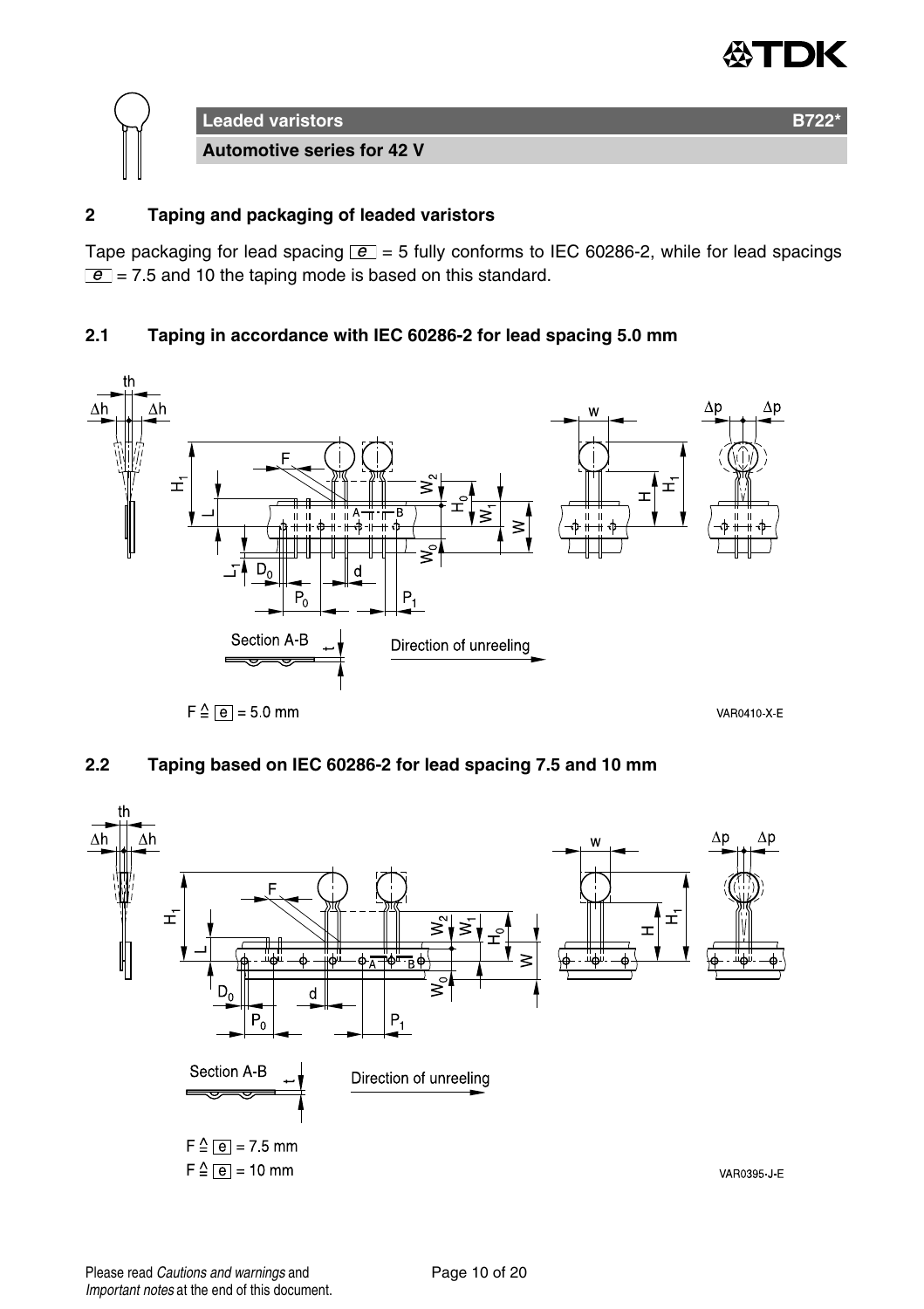## 2 Taping and packaging of leaded varistors

Tape packaging for lead spacing e = 5 fully conforms to IEC 60286-2, while for lead spacings e = 7.5 and 10 the taping mode is based on this standard.

### 2.1 Taping in accordance with IEC 60286-2 for lead spacing 5.0 mm

F ≙ e = 5.0 mm

VAR0410-X-E

### 2.2 Taping based on IEC 60286-2 for lead spacing 7.5 and 10 mm

F ≙ e = 7.5 mm

F ≙ e = 10 mm

VAR0395-J-E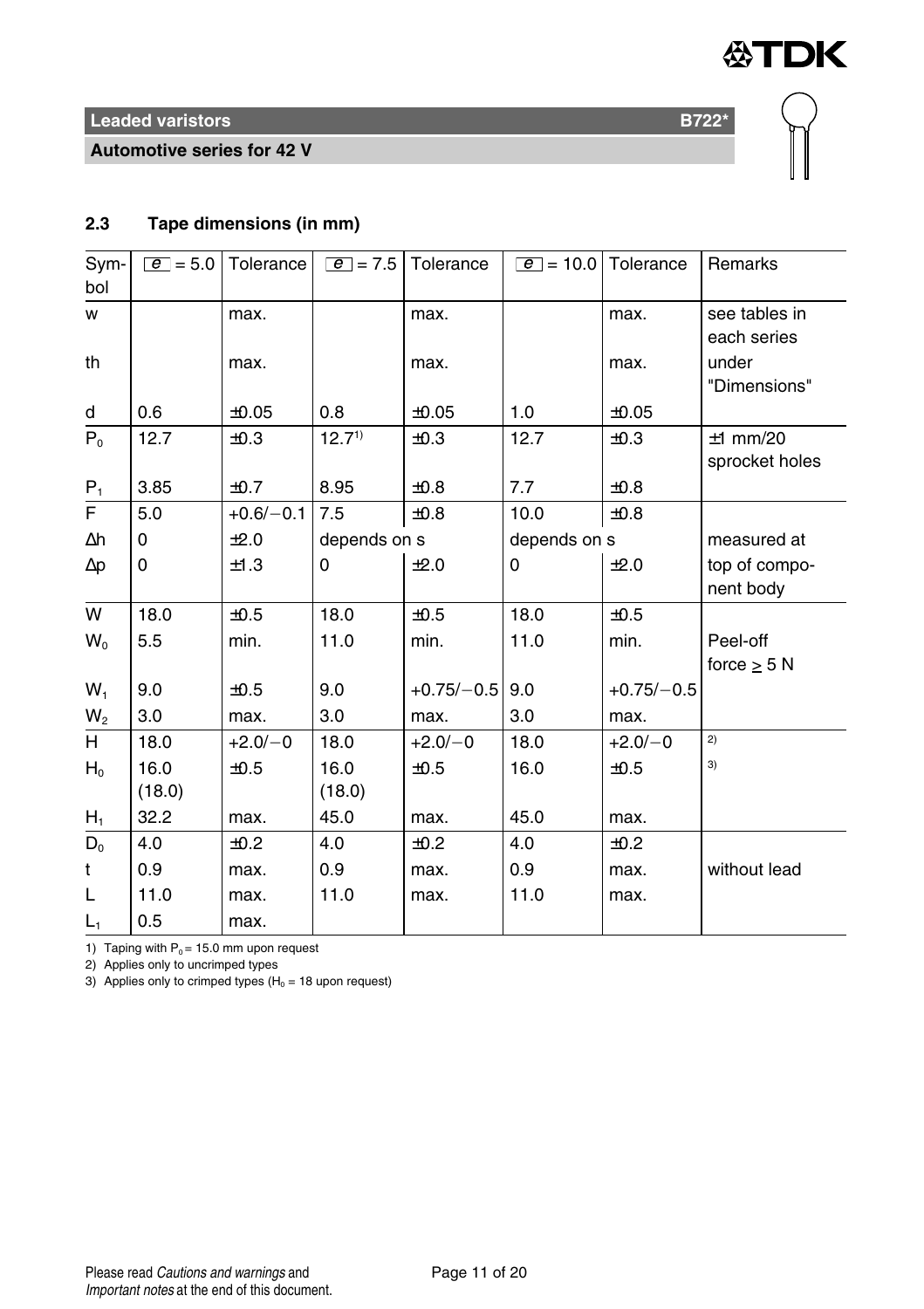## 2.3 Tape dimensions (in mm)

| Symbol | e = 5.0 | Tolerance | e = 7.5 | Tolerance | e = 10.0 | Tolerance | Remarks |
|---|---|---|---|---|---|---|---|
| w | | max. | | max. | | max. | see tables in each series |
| th | | max. | | max. | | max. | under "Dimensions" |
| d | 0.6 | ±0.05 | 0.8 | ±0.05 | 1.0 | ±0.05 | |
| $P_0$ | 12.7 | ±0.3 | 12.7[1] | ±0.3 | 12.7 | ±0.3 | ±1 mm/20 sprocket holes |
| $P_1$ | 3.85 | ±0.7 | 8.95 | ±0.8 | 7.7 | ±0.8 | |
| F | 5.0 | +0.6/−0.1 | 7.5 | ±0.8 | 10.0 | ±0.8 | |
| Δh | 0 | ±2.0 | depends on s | | depends on s | | measured at |
| Δp | 0 | ±1.3 | 0 | ±2.0 | 0 | ±2.0 | top of component body |
| W | 18.0 | ±0.5 | 18.0 | ±0.5 | 18.0 | ±0.5 | |
| $W_0$ | 5.5 | min. | 11.0 | min. | 11.0 | min. | Peel-off force ≥ 5 N |
| $W_1$ | 9.0 | ±0.5 | 9.0 | +0.75/−0.5 | 9.0 | +0.75/−0.5 | |
| $W_2$ | 3.0 | max. | 3.0 | max. | 3.0 | max. | |
| H | 18.0 | +2.0/−0 | 18.0 | +2.0/−0 | 18.0 | +2.0/−0 | [2] |
| $H_0$ | 16.0 (18.0) | ±0.5 | 16.0 (18.0) | ±0.5 | 16.0 | ±0.5 | [3] |
| $H_1$ | 32.2 | max. | 45.0 | max. | 45.0 | max. | |
| $D_0$ | 4.0 | ±0.2 | 4.0 | ±0.2 | 4.0 | ±0.2 | |
| t | 0.9 | max. | 0.9 | max. | 0.9 | max. | without lead |
| L | 11.0 | max. | 11.0 | max. | 11.0 | max. | |
| $L_1$ | 0.5 | max. | | | | | |

1) Taping with $P_0$ = 15.0 mm upon request

2) Applies only to uncrimped types

3) Applies only to crimped types ($H_0$ = 18 upon request)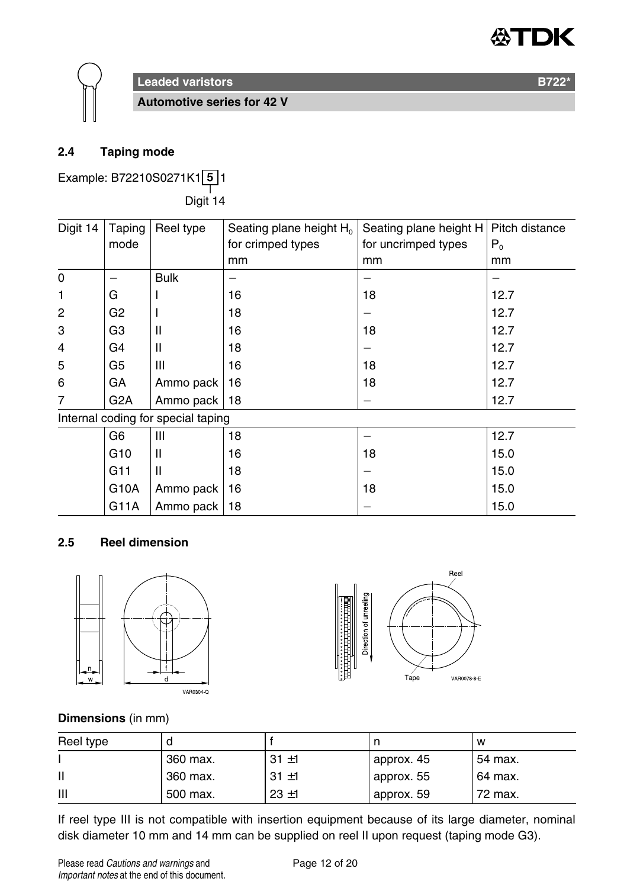## 2.4 Taping mode

Example: B72210S0271K1 **5** 1

Digit 14

| Digit 14 | Taping mode | Reel type | Seating plane height $H_0$ for crimped types mm | Seating plane height H for uncrimped types mm | Pitch distance $P_0$ mm |
|---|---|---|---|---|---|
| 0 | – | Bulk | – | – | – |
| 1 | G | I | 16 | 18 | 12.7 |
| 2 | G2 | I | 18 | – | 12.7 |
| 3 | G3 | II | 16 | 18 | 12.7 |
| 4 | G4 | II | 18 | – | 12.7 |
| 5 | G5 | III | 16 | 18 | 12.7 |
| 6 | GA | Ammo pack | 16 | 18 | 12.7 |
| 7 | G2A | Ammo pack | 18 | – | 12.7 |
| Internal coding for special taping | | | | | |
| | G6 | III | 18 | – | 12.7 |
| | G10 | II | 16 | 18 | 15.0 |
| | G11 | II | 18 | – | 15.0 |
| | G10A | Ammo pack | 16 | 18 | 15.0 |
| | G11A | Ammo pack | 18 | – | 15.0 |

## 2.5 Reel dimension

**Dimensions** (in mm)

| Reel type | d | f | n | w |
|---|---|---|---|---|
| I | 360 max. | 31 ±1 | approx. 45 | 54 max. |
| II | 360 max. | 31 ±1 | approx. 55 | 64 max. |
| III | 500 max. | 23 ±1 | approx. 59 | 72 max. |

If reel type III is not compatible with insertion equipment because of its large diameter, nominal disk diameter 10 mm and 14 mm can be supplied on reel II upon request (taping mode G3).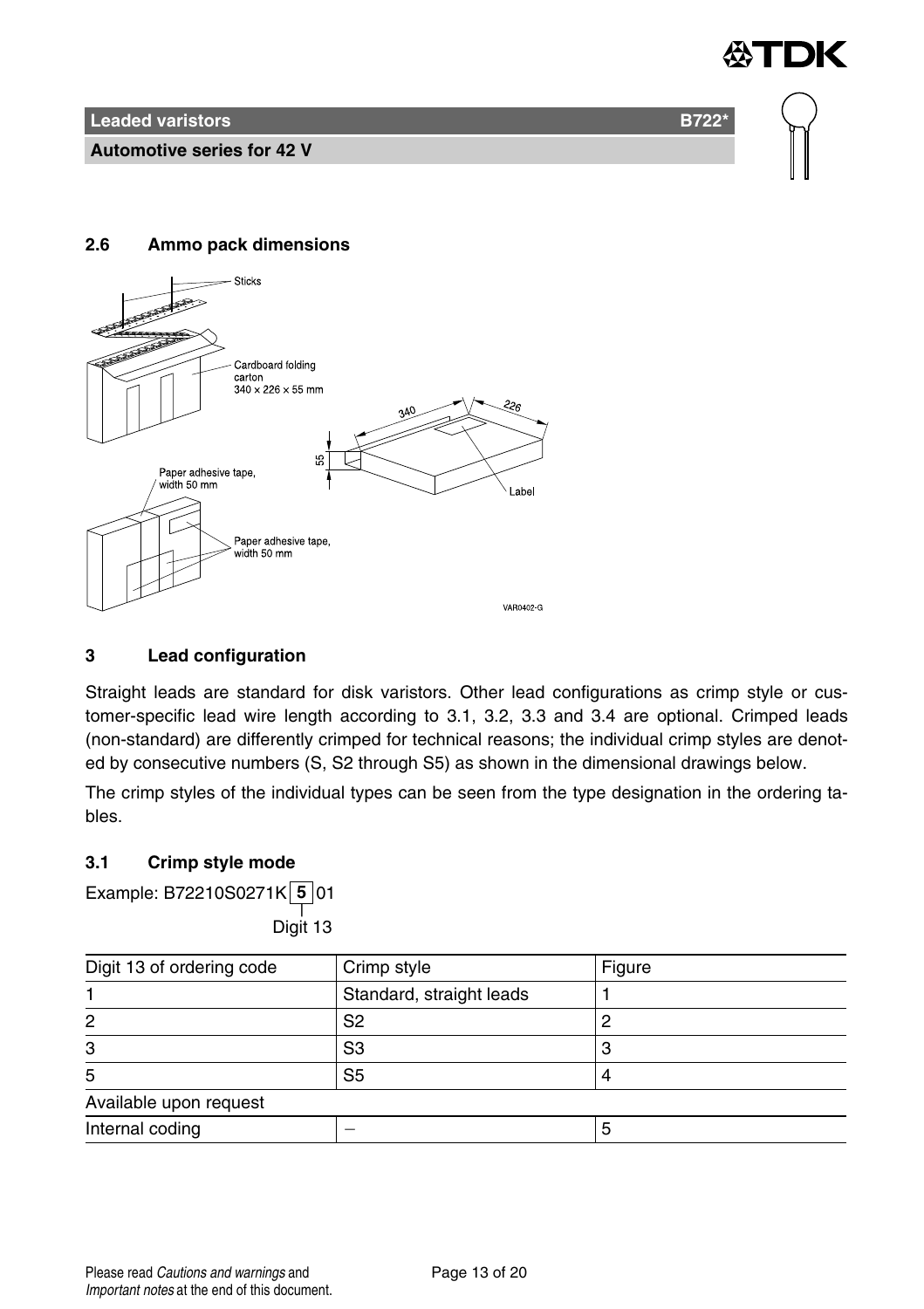## 2.6 Ammo pack dimensions

Sticks

Cardboard folding carton
340 × 226 × 55 mm

340

226

55

Label

Paper adhesive tape, width 50 mm

Paper adhesive tape, width 50 mm

VAR0402-G

## 3 Lead configuration

Straight leads are standard for disk varistors. Other lead configurations as crimp style or customer-specific lead wire length according to 3.1, 3.2, 3.3 and 3.4 are optional. Crimped leads (non-standard) are differently crimped for technical reasons; the individual crimp styles are denoted by consecutive numbers (S, S2 through S5) as shown in the dimensional drawings below.

The crimp styles of the individual types can be seen from the type designation in the ordering tables.

### 3.1 Crimp style mode

Example: B72210S0271K **5** 01

Digit 13

| Digit 13 of ordering code | Crimp style | Figure |
|---|---|---|
| 1 | Standard, straight leads | 1 |
| 2 | S2 | 2 |
| 3 | S3 | 3 |
| 5 | S5 | 4 |
| Available upon request | | |
| Internal coding | – | 5 |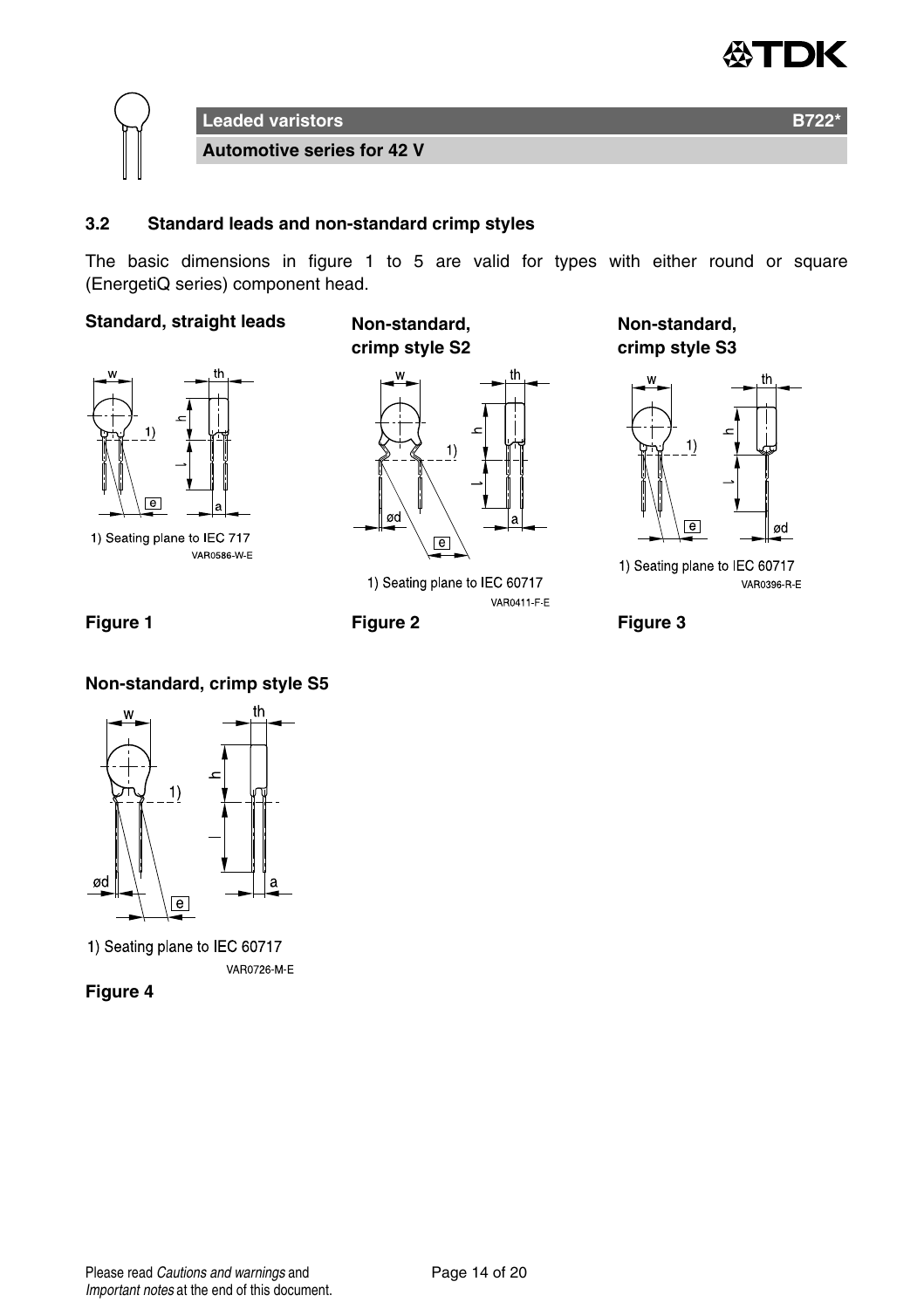### 3.2 Standard leads and non-standard crimp styles

The basic dimensions in figure 1 to 5 are valid for types with either round or square (EnergetiQ series) component head.

**Standard, straight leads**

1) Seating plane to IEC 717

VAR0586-W-E

**Figure 1**

**Non-standard, crimp style S2**

1) Seating plane to IEC 60717

VAR0411-F-E

**Figure 2**

**Non-standard, crimp style S3**

1) Seating plane to IEC 60717

VAR0396-R-E

**Figure 3**

**Non-standard, crimp style S5**

1) Seating plane to IEC 60717

VAR0726-M-E

**Figure 4**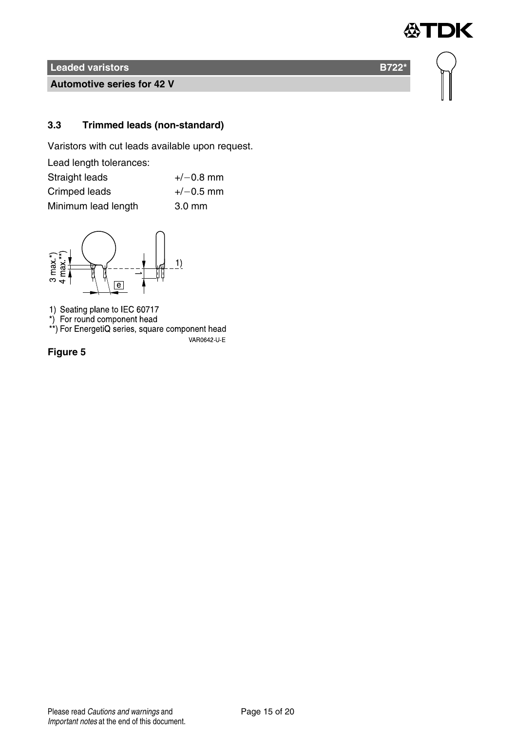### 3.3 Trimmed leads (non-standard)

Varistors with cut leads available upon request.

Lead length tolerances:

| | |
|---|---|
| Straight leads | +/−0.8 mm |
| Crimped leads | +/−0.5 mm |
| Minimum lead length | 3.0 mm |

1) Seating plane to IEC 60717
*) For round component head
**) For EnergetiQ series, square component head

VAR0642-U-E

**Figure 5**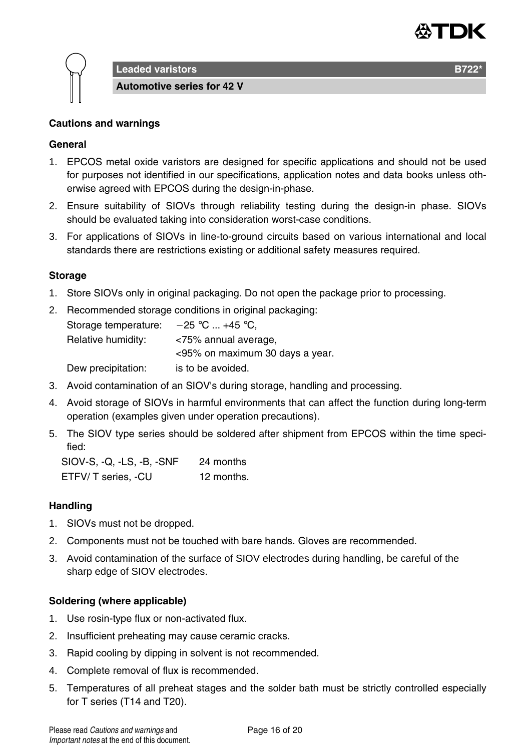**Leaded varistors** **B722***

**Automotive series for 42 V**

## Cautions and warnings

### General

1. EPCOS metal oxide varistors are designed for specific applications and should not be used for purposes not identified in our specifications, application notes and data books unless otherwise agreed with EPCOS during the design-in-phase.
2. Ensure suitability of SIOVs through reliability testing during the design-in phase. SIOVs should be evaluated taking into consideration worst-case conditions.
3. For applications of SIOVs in line-to-ground circuits based on various international and local standards there are restrictions existing or additional safety measures required.

### Storage

1. Store SIOVs only in original packaging. Do not open the package prior to processing.
2. Recommended storage conditions in original packaging:
   Storage temperature: −25 °C ... +45 °C,
   Relative humidity: <75% annual average,
   <95% on maximum 30 days a year.
   Dew precipitation: is to be avoided.
3. Avoid contamination of an SIOV's during storage, handling and processing.
4. Avoid storage of SIOVs in harmful environments that can affect the function during long-term operation (examples given under operation precautions).
5. The SIOV type series should be soldered after shipment from EPCOS within the time specified:
   SIOV-S, -Q, -LS, -B, -SNF 24 months
   ETFV/ T series, -CU 12 months.

### Handling

1. SIOVs must not be dropped.
2. Components must not be touched with bare hands. Gloves are recommended.
3. Avoid contamination of the surface of SIOV electrodes during handling, be careful of the sharp edge of SIOV electrodes.

### Soldering (where applicable)

1. Use rosin-type flux or non-activated flux.
2. Insufficient preheating may cause ceramic cracks.
3. Rapid cooling by dipping in solvent is not recommended.
4. Complete removal of flux is recommended.
5. Temperatures of all preheat stages and the solder bath must be strictly controlled especially for T series (T14 and T20).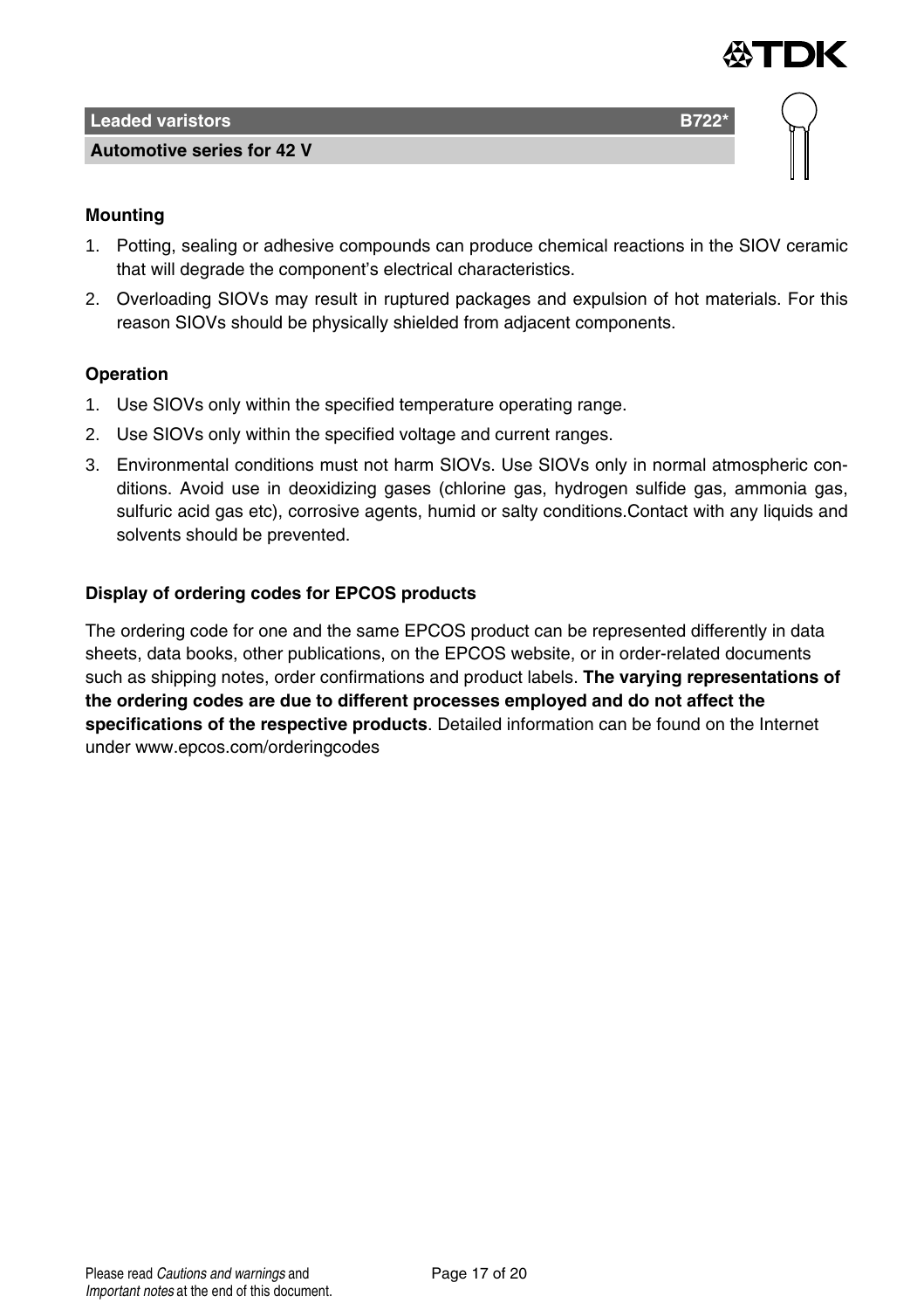## Mounting

1. Potting, sealing or adhesive compounds can produce chemical reactions in the SIOV ceramic that will degrade the component's electrical characteristics.
2. Overloading SIOVs may result in ruptured packages and expulsion of hot materials. For this reason SIOVs should be physically shielded from adjacent components.

## Operation

1. Use SIOVs only within the specified temperature operating range.
2. Use SIOVs only within the specified voltage and current ranges.
3. Environmental conditions must not harm SIOVs. Use SIOVs only in normal atmospheric conditions. Avoid use in deoxidizing gases (chlorine gas, hydrogen sulfide gas, ammonia gas, sulfuric acid gas etc), corrosive agents, humid or salty conditions.Contact with any liquids and solvents should be prevented.

## Display of ordering codes for EPCOS products

The ordering code for one and the same EPCOS product can be represented differently in data sheets, data books, other publications, on the EPCOS website, or in order-related documents such as shipping notes, order confirmations and product labels. **The varying representations of the ordering codes are due to different processes employed and do not affect the specifications of the respective products**. Detailed information can be found on the Internet under www.epcos.com/orderingcodes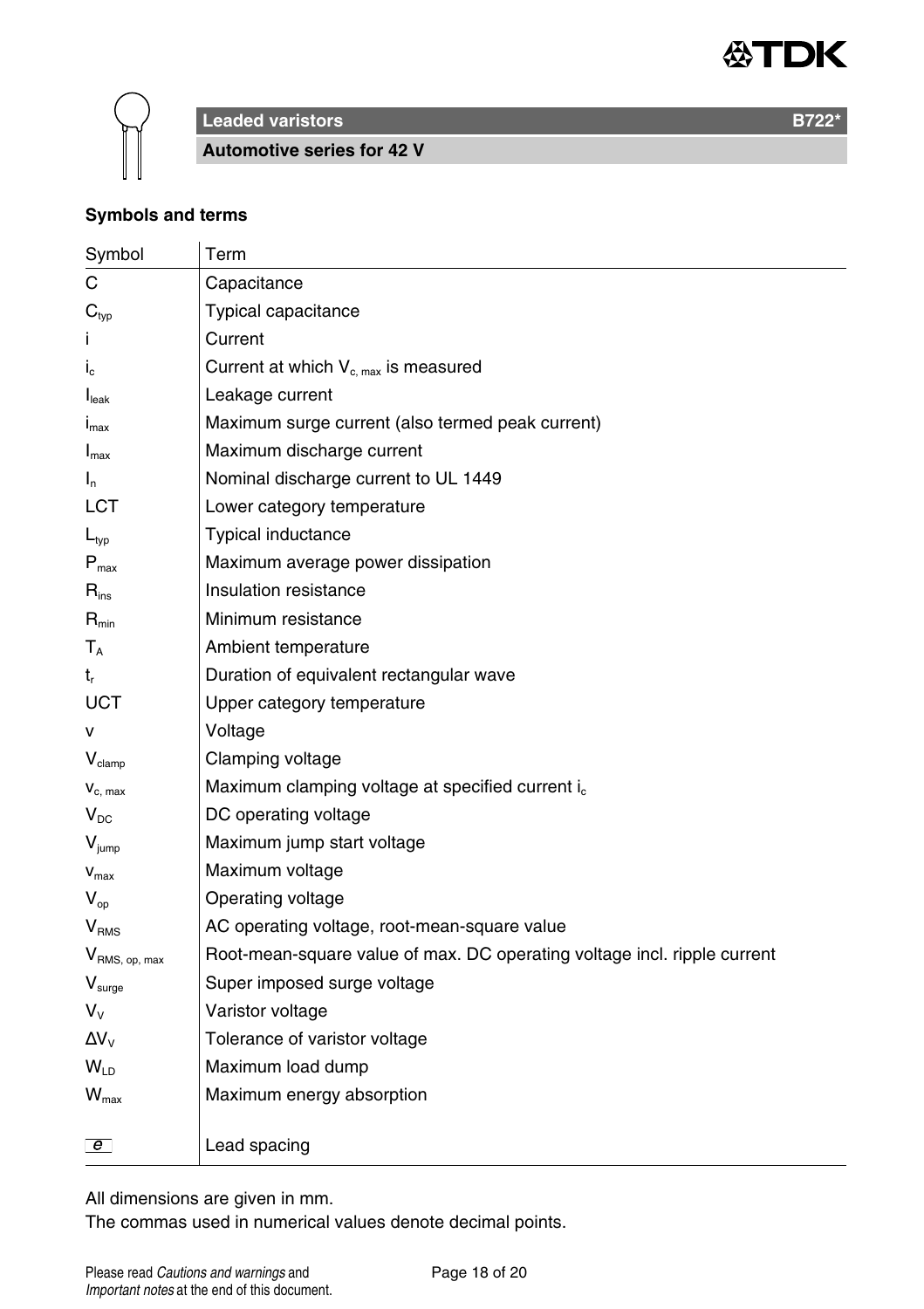## Leaded varistors B722*

### Automotive series for 42 V

**Symbols and terms**

| Symbol | Term |
|---|---|
| C | Capacitance |
| $C_{typ}$ | Typical capacitance |
| i | Current |
| $i_c$ | Current at which $V_{c, max}$ is measured |
| $I_{leak}$ | Leakage current |
| $i_{max}$ | Maximum surge current (also termed peak current) |
| $I_{max}$ | Maximum discharge current |
| $I_n$ | Nominal discharge current to UL 1449 |
| LCT | Lower category temperature |
| $L_{typ}$ | Typical inductance |
| $P_{max}$ | Maximum average power dissipation |
| $R_{ins}$ | Insulation resistance |
| $R_{min}$ | Minimum resistance |
| $T_A$ | Ambient temperature |
| $t_r$ | Duration of equivalent rectangular wave |
| UCT | Upper category temperature |
| v | Voltage |
| $V_{clamp}$ | Clamping voltage |
| $v_{c, max}$ | Maximum clamping voltage at specified current $i_c$ |
| $V_{DC}$ | DC operating voltage |
| $V_{jump}$ | Maximum jump start voltage |
| $v_{max}$ | Maximum voltage |
| $V_{op}$ | Operating voltage |
| $V_{RMS}$ | AC operating voltage, root-mean-square value |
| $V_{RMS, op, max}$ | Root-mean-square value of max. DC operating voltage incl. ripple current |
| $V_{surge}$ | Super imposed surge voltage |
| $V_V$ | Varistor voltage |
| $\Delta V_V$ | Tolerance of varistor voltage |
| $W_{LD}$ | Maximum load dump |
| $W_{max}$ | Maximum energy absorption |
| e | Lead spacing |

All dimensions are given in mm.
The commas used in numerical values denote decimal points.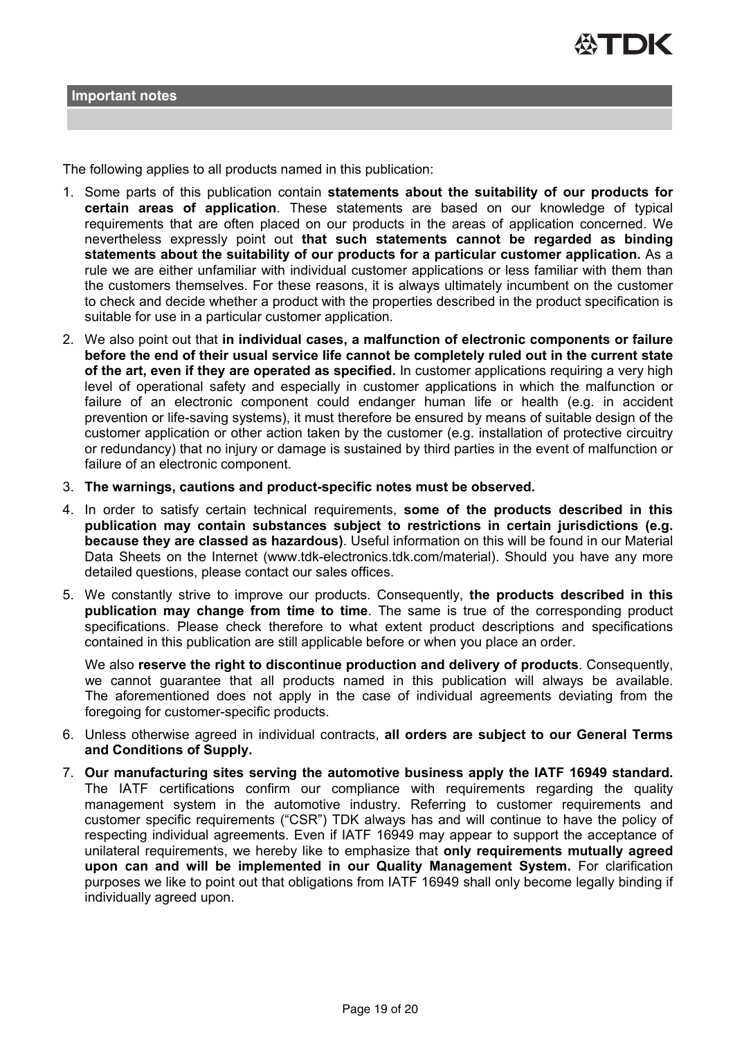## Important notes

The following applies to all products named in this publication:

1. Some parts of this publication contain **statements about the suitability of our products for certain areas of application**. These statements are based on our knowledge of typical requirements that are often placed on our products in the areas of application concerned. We nevertheless expressly point out **that such statements cannot be regarded as binding statements about the suitability of our products for a particular customer application.** As a rule we are either unfamiliar with individual customer applications or less familiar with them than the customers themselves. For these reasons, it is always ultimately incumbent on the customer to check and decide whether a product with the properties described in the product specification is suitable for use in a particular customer application.
2. We also point out that **in individual cases, a malfunction of electronic components or failure before the end of their usual service life cannot be completely ruled out in the current state of the art, even if they are operated as specified.** In customer applications requiring a very high level of operational safety and especially in customer applications in which the malfunction or failure of an electronic component could endanger human life or health (e.g. in accident prevention or life-saving systems), it must therefore be ensured by means of suitable design of the customer application or other action taken by the customer (e.g. installation of protective circuitry or redundancy) that no injury or damage is sustained by third parties in the event of malfunction or failure of an electronic component.
3. **The warnings, cautions and product-specific notes must be observed.**
4. In order to satisfy certain technical requirements, **some of the products described in this publication may contain substances subject to restrictions in certain jurisdictions (e.g. because they are classed as hazardous)**. Useful information on this will be found in our Material Data Sheets on the Internet (www.tdk-electronics.tdk.com/material). Should you have any more detailed questions, please contact our sales offices.
5. We constantly strive to improve our products. Consequently, **the products described in this publication may change from time to time**. The same is true of the corresponding product specifications. Please check therefore to what extent product descriptions and specifications contained in this publication are still applicable before or when you place an order.

   We also **reserve the right to discontinue production and delivery of products**. Consequently, we cannot guarantee that all products named in this publication will always be available. The aforementioned does not apply in the case of individual agreements deviating from the foregoing for customer-specific products.
6. Unless otherwise agreed in individual contracts, **all orders are subject to our General Terms and Conditions of Supply.**
7. **Our manufacturing sites serving the automotive business apply the IATF 16949 standard.** The IATF certifications confirm our compliance with requirements regarding the quality management system in the automotive industry. Referring to customer requirements and customer specific requirements ("CSR") TDK always has and will continue to have the policy of respecting individual agreements. Even if IATF 16949 may appear to support the acceptance of unilateral requirements, we hereby like to emphasize that **only requirements mutually agreed upon can and will be implemented in our Quality Management System.** For clarification purposes we like to point out that obligations from IATF 16949 shall only become legally binding if individually agreed upon.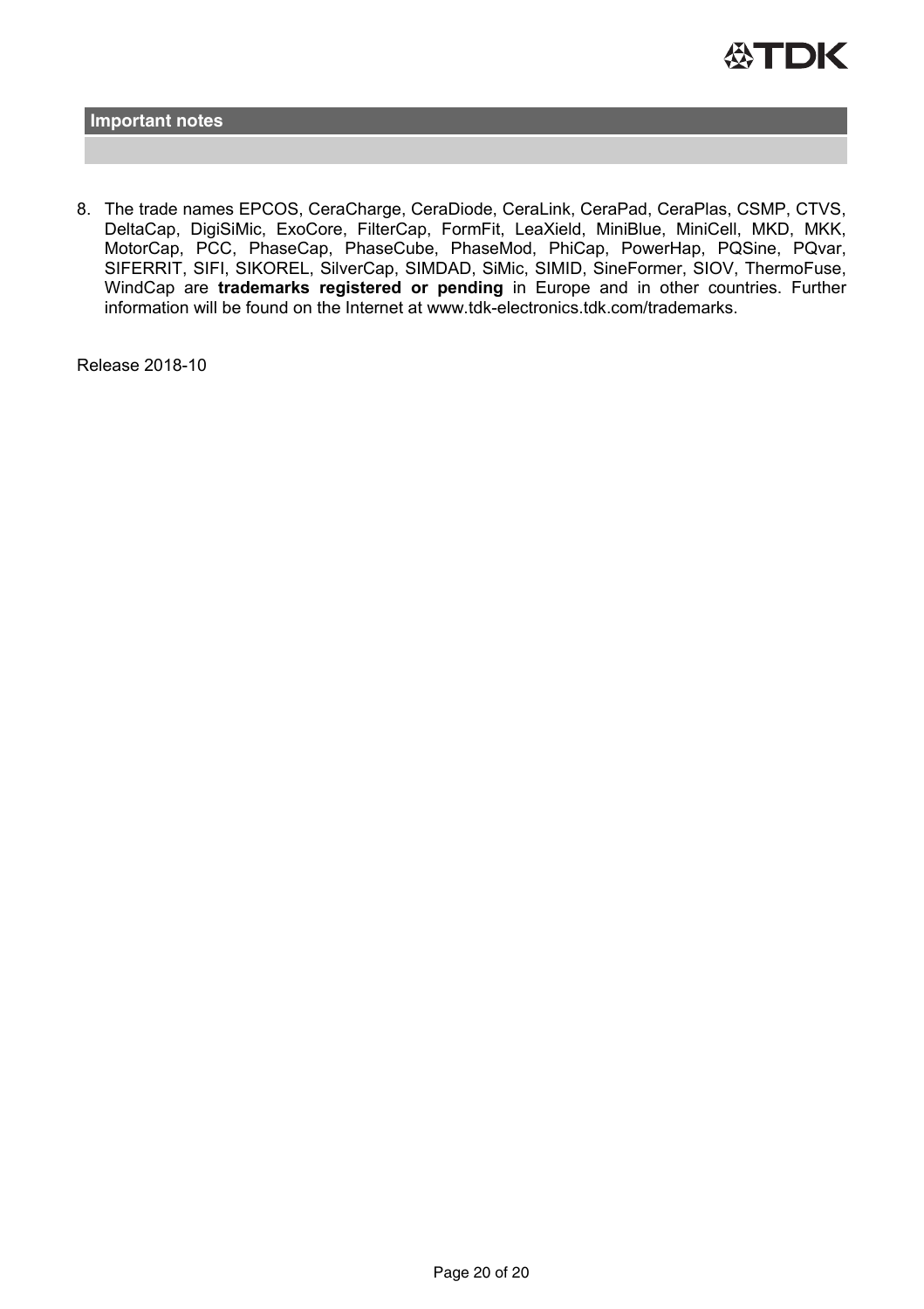## Important notes

8. The trade names EPCOS, CeraCharge, CeraDiode, CeraLink, CeraPad, CeraPlas, CSMP, CTVS, DeltaCap, DigiSiMic, ExoCore, FilterCap, FormFit, LeaXield, MiniBlue, MiniCell, MKD, MKK, MotorCap, PCC, PhaseCap, PhaseCube, PhaseMod, PhiCap, PowerHap, PQSine, PQvar, SIFERRIT, SIFI, SIKOREL, SilverCap, SIMDAD, SiMic, SIMID, SineFormer, SIOV, ThermoFuse, WindCap are **trademarks registered or pending** in Europe and in other countries. Further information will be found on the Internet at www.tdk-electronics.tdk.com/trademarks.

Release 2018-10